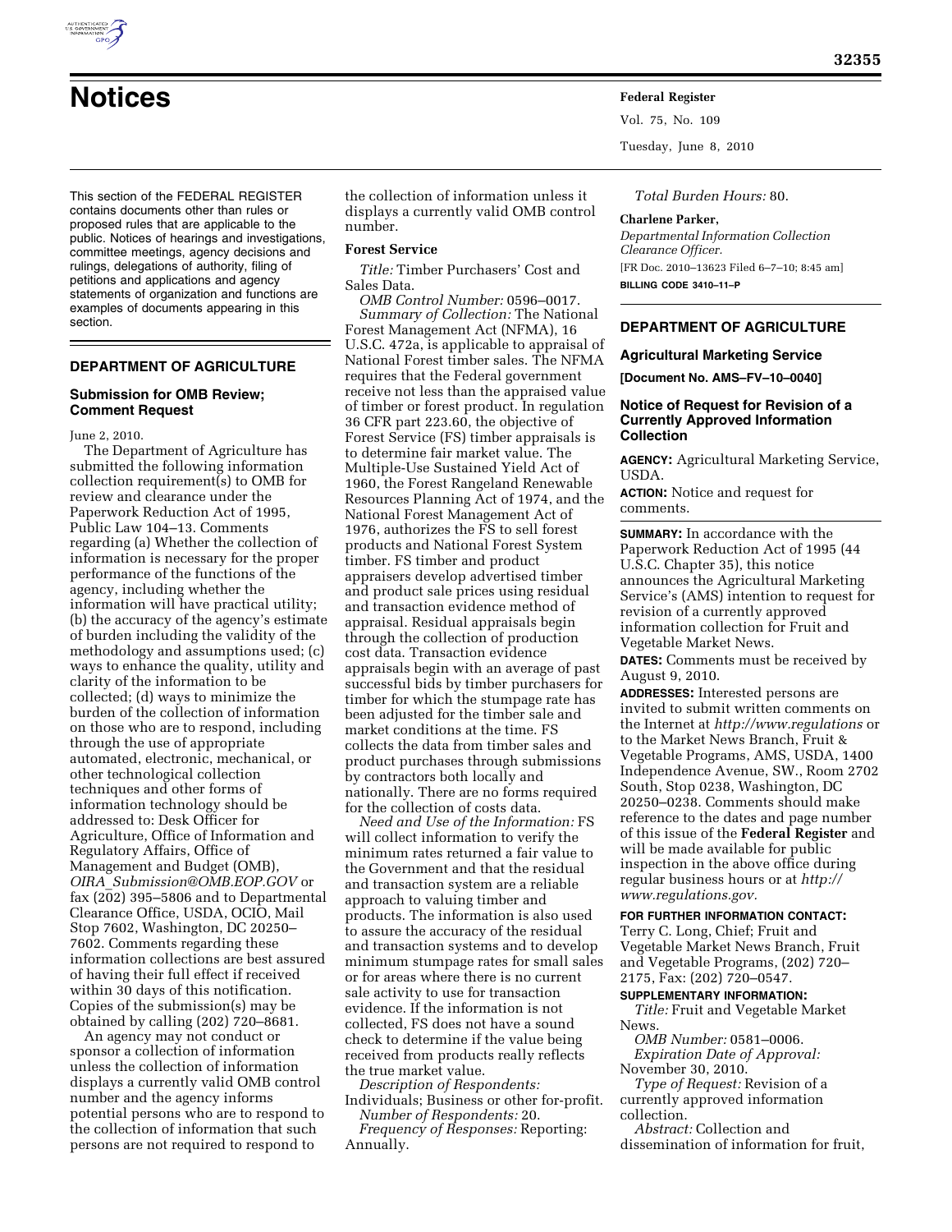# Notices

This section of the FEDERAL REGISTER contains documents other than rules or proposed rules that are applicable to the public. Notices of hearings and investigations, committee meetings, agency decisions and rulings, delegations of authority, filing of petitions and applications and agency statements of organization and functions are examples of documents appearing in this section.

## DEPARTMENT OF AGRICULTURE

### Submission for OMB Review; Comment Request

June 2, 2010.

The Department of Agriculture has submitted the following information collection requirement(s) to OMB for review and clearance under the Paperwork Reduction Act of 1995, Public Law 104–13. Comments regarding (a) Whether the collection of information is necessary for the proper performance of the functions of the agency, including whether the information will have practical utility; (b) the accuracy of the agency's estimate of burden including the validity of the methodology and assumptions used; (c) ways to enhance the quality, utility and clarity of the information to be collected; (d) ways to minimize the burden of the collection of information on those who are to respond, including through the use of appropriate automated, electronic, mechanical, or other technological collection techniques and other forms of information technology should be addressed to: Desk Officer for Agriculture, Office of Information and Regulatory Affairs, Office of Management and Budget (OMB), *OIRA_Submission@OMB.EOP.GOV* or fax (202) 395–5806 and to Departmental Clearance Office, USDA, OCIO, Mail Stop 7602, Washington, DC 20250–7602. Comments regarding these information collections are best assured of having their full effect if received within 30 days of this notification. Copies of the submission(s) may be obtained by calling (202) 720–8681.

An agency may not conduct or sponsor a collection of information unless the collection of information displays a currently valid OMB control number and the agency informs potential persons who are to respond to the collection of information that such persons are not required to respond to the collection of information unless it displays a currently valid OMB control number.

#### Forest Service

*Title:* Timber Purchasers' Cost and Sales Data.

*OMB Control Number:* 0596–0017.

*Summary of Collection:* The National Forest Management Act (NFMA), 16 U.S.C. 472a, is applicable to appraisal of National Forest timber sales. The NFMA requires that the Federal government receive not less than the appraised value of timber or forest product. In regulation 36 CFR part 223.60, the objective of Forest Service (FS) timber appraisals is to determine fair market value. The Multiple-Use Sustained Yield Act of 1960, the Forest Rangeland Renewable Resources Planning Act of 1974, and the National Forest Management Act of 1976, authorizes the FS to sell forest products and National Forest System timber. FS timber and product appraisers develop advertised timber and product sale prices using residual and transaction evidence method of appraisal. Residual appraisals begin through the collection of production cost data. Transaction evidence appraisals begin with an average of past successful bids by timber purchasers for timber for which the stumpage rate has been adjusted for the timber sale and market conditions at the time. FS collects the data from timber sales and product purchases through submissions by contractors both locally and nationally. There are no forms required for the collection of costs data.

*Need and Use of the Information:* FS will collect information to verify the minimum rates returned a fair value to the Government and that the residual and transaction system are a reliable approach to valuing timber and products. The information is also used to assure the accuracy of the residual and transaction systems and to develop minimum stumpage rates for small sales or for areas where there is no current sale activity to use for transaction evidence. If the information is not collected, FS does not have a sound check to determine if the value being received from products really reflects the true market value.

*Description of Respondents:* Individuals; Business or other for-profit.

*Number of Respondents:* 20.

*Frequency of Responses:* Reporting: Annually.

*Total Burden Hours:* 80.

**Charlene Parker,**
*Departmental Information Collection Clearance Officer.*

[FR Doc. 2010–13623 Filed 6–7–10; 8:45 am]

**BILLING CODE 3410–11–P**

## DEPARTMENT OF AGRICULTURE

### Agricultural Marketing Service

**[Document No. AMS–FV–10–0040]**

### Notice of Request for Revision of a Currently Approved Information Collection

**AGENCY:** Agricultural Marketing Service, USDA.

**ACTION:** Notice and request for comments.

**SUMMARY:** In accordance with the Paperwork Reduction Act of 1995 (44 U.S.C. Chapter 35), this notice announces the Agricultural Marketing Service's (AMS) intention to request for revision of a currently approved information collection for Fruit and Vegetable Market News.

**DATES:** Comments must be received by August 9, 2010.

**ADDRESSES:** Interested persons are invited to submit written comments on the Internet at *http://www.regulations* or to the Market News Branch, Fruit & Vegetable Programs, AMS, USDA, 1400 Independence Avenue, SW., Room 2702 South, Stop 0238, Washington, DC 20250–0238. Comments should make reference to the dates and page number of this issue of the **Federal Register** and will be made available for public inspection in the above office during regular business hours or at *http://www.regulations.gov.*

**FOR FURTHER INFORMATION CONTACT:** Terry C. Long, Chief; Fruit and Vegetable Market News Branch, Fruit and Vegetable Programs, (202) 720–2175, Fax: (202) 720–0547.

**SUPPLEMENTARY INFORMATION:**

*Title:* Fruit and Vegetable Market News.

*OMB Number:* 0581–0006.

*Expiration Date of Approval:* November 30, 2010.

*Type of Request:* Revision of a currently approved information collection.

*Abstract:* Collection and dissemination of information for fruit,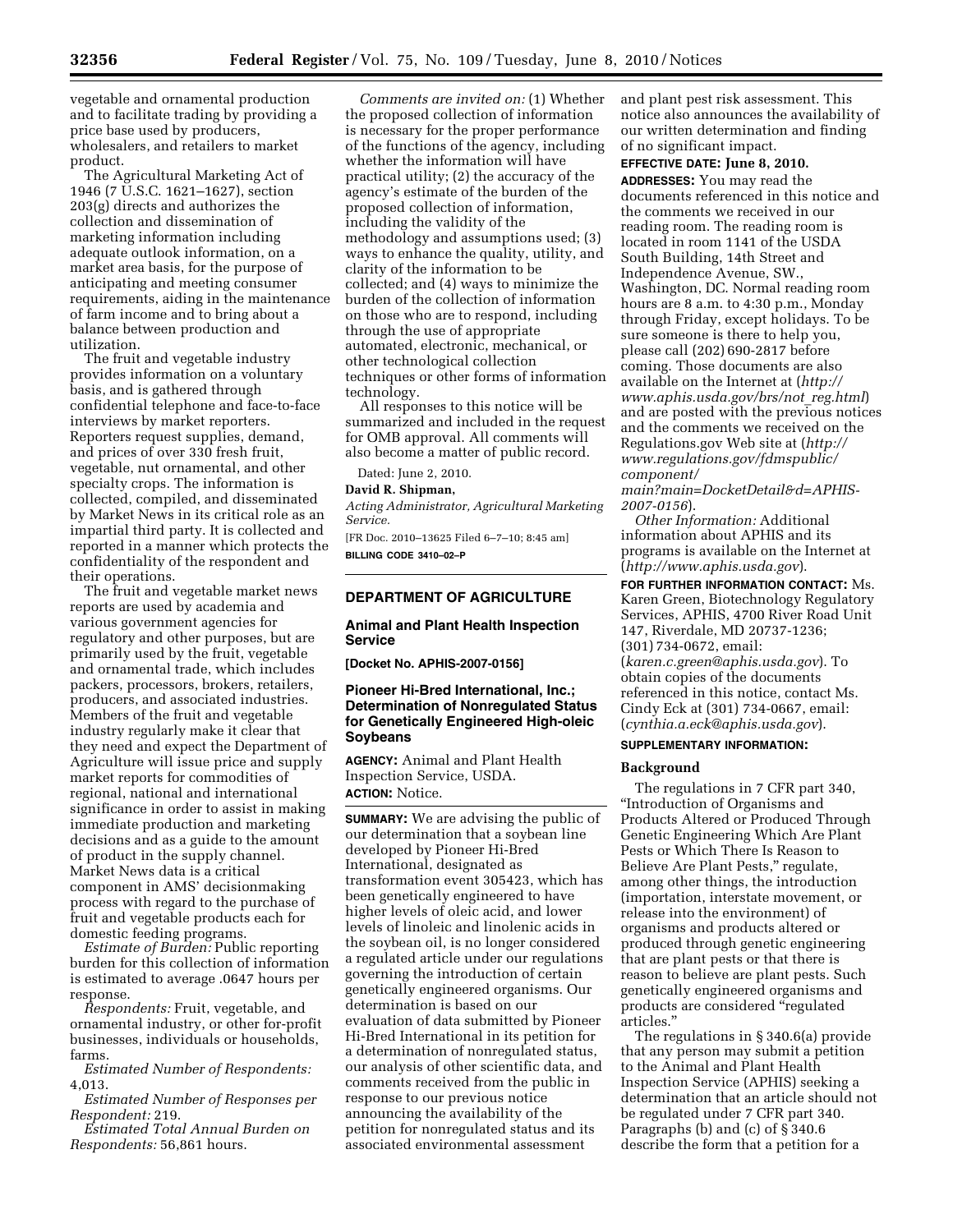vegetable and ornamental production and to facilitate trading by providing a price base used by producers, wholesalers, and retailers to market product.

The Agricultural Marketing Act of 1946 (7 U.S.C. 1621–1627), section 203(g) directs and authorizes the collection and dissemination of marketing information including adequate outlook information, on a market area basis, for the purpose of anticipating and meeting consumer requirements, aiding in the maintenance of farm income and to bring about a balance between production and utilization.

The fruit and vegetable industry provides information on a voluntary basis, and is gathered through confidential telephone and face-to-face interviews by market reporters. Reporters request supplies, demand, and prices of over 330 fresh fruit, vegetable, nut ornamental, and other specialty crops. The information is collected, compiled, and disseminated by Market News in its critical role as an impartial third party. It is collected and reported in a manner which protects the confidentiality of the respondent and their operations.

The fruit and vegetable market news reports are used by academia and various government agencies for regulatory and other purposes, but are primarily used by the fruit, vegetable and ornamental trade, which includes packers, processors, brokers, retailers, producers, and associated industries. Members of the fruit and vegetable industry regularly make it clear that they need and expect the Department of Agriculture will issue price and supply market reports for commodities of regional, national and international significance in order to assist in making immediate production and marketing decisions and as a guide to the amount of product in the supply channel. Market News data is a critical component in AMS' decisionmaking process with regard to the purchase of fruit and vegetable products each for domestic feeding programs.

*Estimate of Burden:* Public reporting burden for this collection of information is estimated to average .0647 hours per response.

*Respondents:* Fruit, vegetable, and ornamental industry, or other for-profit businesses, individuals or households, farms.

*Estimated Number of Respondents:* 4,013.

*Estimated Number of Responses per Respondent:* 219.

*Estimated Total Annual Burden on Respondents:* 56,861 hours.

*Comments are invited on:* (1) Whether the proposed collection of information is necessary for the proper performance of the functions of the agency, including whether the information will have practical utility; (2) the accuracy of the agency's estimate of the burden of the proposed collection of information, including the validity of the methodology and assumptions used; (3) ways to enhance the quality, utility, and clarity of the information to be collected; and (4) ways to minimize the burden of the collection of information on those who are to respond, including through the use of appropriate automated, electronic, mechanical, or other technological collection techniques or other forms of information technology.

All responses to this notice will be summarized and included in the request for OMB approval. All comments will also become a matter of public record.

Dated: June 2, 2010.

**David R. Shipman,**

*Acting Administrator, Agricultural Marketing Service.*

[FR Doc. 2010–13625 Filed 6–7–10; 8:45 am]

**BILLING CODE 3410–02–P**

## DEPARTMENT OF AGRICULTURE

### Animal and Plant Health Inspection Service

**[Docket No. APHIS-2007-0156]**

### Pioneer Hi-Bred International, Inc.; Determination of Nonregulated Status for Genetically Engineered High-oleic Soybeans

**AGENCY:** Animal and Plant Health Inspection Service, USDA.

**ACTION:** Notice.

**SUMMARY:** We are advising the public of our determination that a soybean line developed by Pioneer Hi-Bred International, designated as transformation event 305423, which has been genetically engineered to have higher levels of oleic acid, and lower levels of linoleic and linolenic acids in the soybean oil, is no longer considered a regulated article under our regulations governing the introduction of certain genetically engineered organisms. Our determination is based on our evaluation of data submitted by Pioneer Hi-Bred International in its petition for a determination of nonregulated status, our analysis of other scientific data, and comments received from the public in response to our previous notice announcing the availability of the petition for nonregulated status and its associated environmental assessment and plant pest risk assessment. This notice also announces the availability of our written determination and finding of no significant impact.

**EFFECTIVE DATE: June 8, 2010.**

**ADDRESSES:** You may read the documents referenced in this notice and the comments we received in our reading room. The reading room is located in room 1141 of the USDA South Building, 14th Street and Independence Avenue, SW., Washington, DC. Normal reading room hours are 8 a.m. to 4:30 p.m., Monday through Friday, except holidays. To be sure someone is there to help you, please call (202) 690-2817 before coming. Those documents are also available on the Internet at (*http://www.aphis.usda.gov/brs/not_reg.html*) and are posted with the previous notices and the comments we received on the Regulations.gov Web site at (*http://www.regulations.gov/fdmspublic/component/main?main=DocketDetail&d=APHIS-2007-0156*).

*Other Information:* Additional information about APHIS and its programs is available on the Internet at (*http://www.aphis.usda.gov*).

**FOR FURTHER INFORMATION CONTACT:** Ms. Karen Green, Biotechnology Regulatory Services, APHIS, 4700 River Road Unit 147, Riverdale, MD 20737-1236; (301) 734-0672, email: (*karen.c.green@aphis.usda.gov*). To obtain copies of the documents referenced in this notice, contact Ms. Cindy Eck at (301) 734-0667, email: (*cynthia.a.eck@aphis.usda.gov*).

**SUPPLEMENTARY INFORMATION:**

#### Background

The regulations in 7 CFR part 340, "Introduction of Organisms and Products Altered or Produced Through Genetic Engineering Which Are Plant Pests or Which There Is Reason to Believe Are Plant Pests," regulate, among other things, the introduction (importation, interstate movement, or release into the environment) of organisms and products altered or produced through genetic engineering that are plant pests or that there is reason to believe are plant pests. Such genetically engineered organisms and products are considered "regulated articles."

The regulations in § 340.6(a) provide that any person may submit a petition to the Animal and Plant Health Inspection Service (APHIS) seeking a determination that an article should not be regulated under 7 CFR part 340. Paragraphs (b) and (c) of § 340.6 describe the form that a petition for a